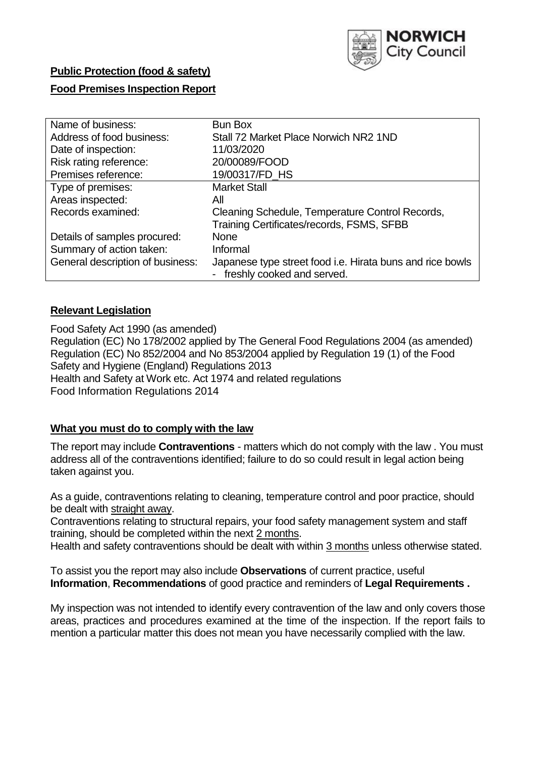**Public Protection (food & safety)**

**Food Premises Inspection Report**

| | |
|---|---|
| Name of business: | Bun Box |
| Address of food business: | Stall 72 Market Place Norwich NR2 1ND |
| Date of inspection: | 11/03/2020 |
| Risk rating reference: | 20/00089/FOOD |
| Premises reference: | 19/00317/FD_HS |
| Type of premises: | Market Stall |
| Areas inspected: | All |
| Records examined: | Cleaning Schedule, Temperature Control Records, Training Certificates/records, FSMS, SFBB |
| Details of samples procured: | None |
| Summary of action taken: | Informal |
| General description of business: | Japanese type street food i.e. Hirata buns and rice bowls - freshly cooked and served. |

## Relevant Legislation

Food Safety Act 1990 (as amended)
Regulation (EC) No 178/2002 applied by The General Food Regulations 2004 (as amended)
Regulation (EC) No 852/2004 and No 853/2004 applied by Regulation 19 (1) of the Food Safety and Hygiene (England) Regulations 2013
Health and Safety at Work etc. Act 1974 and related regulations
Food Information Regulations 2014

## What you must do to comply with the law

The report may include **Contraventions** - matters which do not comply with the law . You must address all of the contraventions identified; failure to do so could result in legal action being taken against you.

As a guide, contraventions relating to cleaning, temperature control and poor practice, should be dealt with straight away.
Contraventions relating to structural repairs, your food safety management system and staff training, should be completed within the next 2 months.
Health and safety contraventions should be dealt with within 3 months unless otherwise stated.

To assist you the report may also include **Observations** of current practice, useful **Information**, **Recommendations** of good practice and reminders of **Legal Requirements .**

My inspection was not intended to identify every contravention of the law and only covers those areas, practices and procedures examined at the time of the inspection. If the report fails to mention a particular matter this does not mean you have necessarily complied with the law.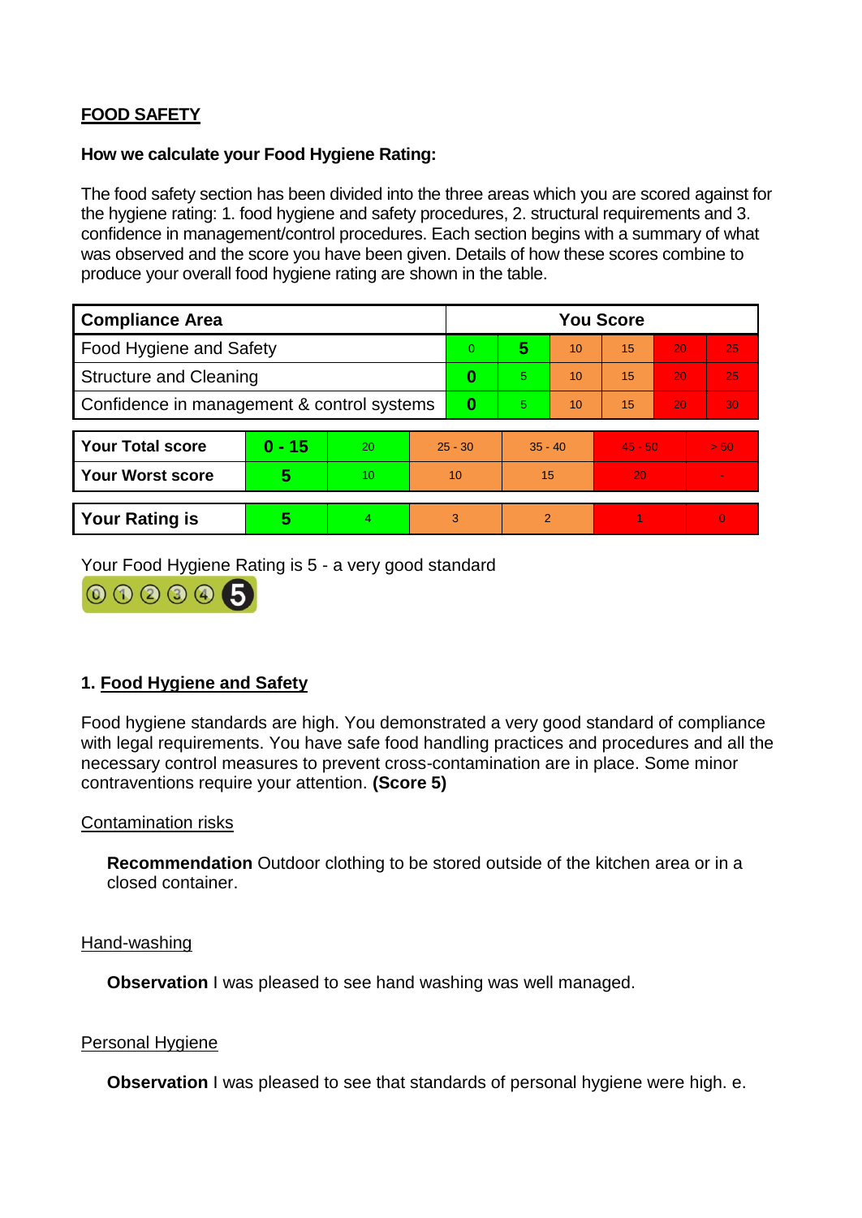## FOOD SAFETY

**How we calculate your Food Hygiene Rating:**

The food safety section has been divided into the three areas which you are scored against for the hygiene rating: 1. food hygiene and safety procedures, 2. structural requirements and 3. confidence in management/control procedures. Each section begins with a summary of what was observed and the score you have been given. Details of how these scores combine to produce your overall food hygiene rating are shown in the table.

| Compliance Area | You Score | | | | | |
|---|---|---|---|---|---|---|
| Food Hygiene and Safety | 0 | **5** | 10 | 15 | 20 | 25 |
| Structure and Cleaning | **0** | 5 | 10 | 15 | 20 | 25 |
| Confidence in management & control systems | **0** | 5 | 10 | 15 | 20 | 30 |

| | | | | | | |
|---|---|---|---|---|---|---|
| **Your Total score** | **0 - 15** | 20 | 25 - 30 | 35 - 40 | 45 - 50 | > 50 |
| **Your Worst score** | **5** | 10 | 10 | 15 | 20 | - |

| | | | | | | |
|---|---|---|---|---|---|---|
| **Your Rating is** | **5** | 4 | 3 | 2 | 1 | 0 |

Your Food Hygiene Rating is 5 - a very good standard

### 1. Food Hygiene and Safety

Food hygiene standards are high. You demonstrated a very good standard of compliance with legal requirements. You have safe food handling practices and procedures and all the necessary control measures to prevent cross-contamination are in place. Some minor contraventions require your attention. **(Score 5)**

Contamination risks

**Recommendation** Outdoor clothing to be stored outside of the kitchen area or in a closed container.

Hand-washing

**Observation** I was pleased to see hand washing was well managed.

Personal Hygiene

**Observation** I was pleased to see that standards of personal hygiene were high. e.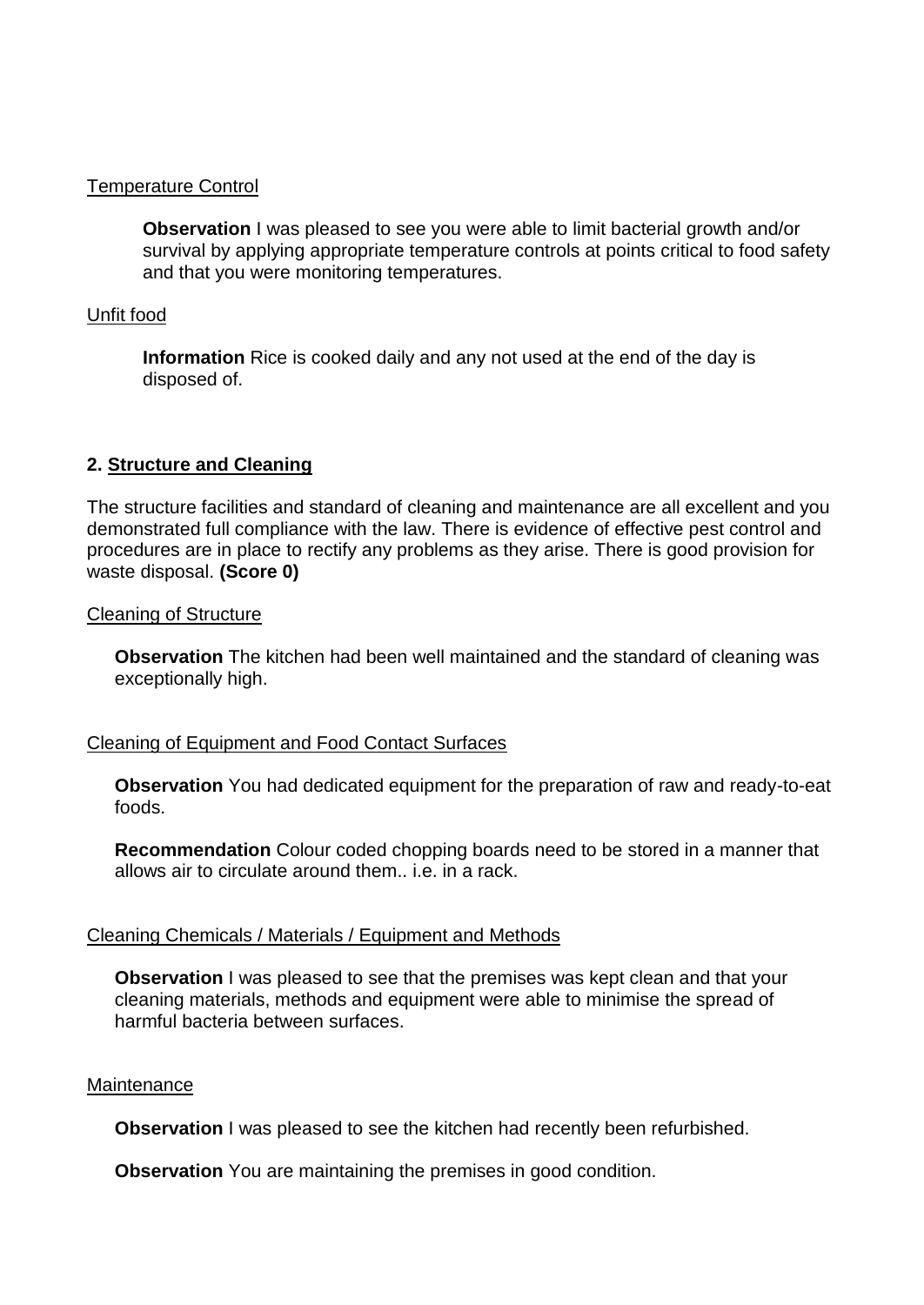Temperature Control

**Observation** I was pleased to see you were able to limit bacterial growth and/or survival by applying appropriate temperature controls at points critical to food safety and that you were monitoring temperatures.

Unfit food

**Information** Rice is cooked daily and any not used at the end of the day is disposed of.

## 2. Structure and Cleaning

The structure facilities and standard of cleaning and maintenance are all excellent and you demonstrated full compliance with the law. There is evidence of effective pest control and procedures are in place to rectify any problems as they arise. There is good provision for waste disposal. **(Score 0)**

Cleaning of Structure

**Observation** The kitchen had been well maintained and the standard of cleaning was exceptionally high.

Cleaning of Equipment and Food Contact Surfaces

**Observation** You had dedicated equipment for the preparation of raw and ready-to-eat foods.

**Recommendation** Colour coded chopping boards need to be stored in a manner that allows air to circulate around them.. i.e. in a rack.

Cleaning Chemicals / Materials / Equipment and Methods

**Observation** I was pleased to see that the premises was kept clean and that your cleaning materials, methods and equipment were able to minimise the spread of harmful bacteria between surfaces.

Maintenance

**Observation** I was pleased to see the kitchen had recently been refurbished.

**Observation** You are maintaining the premises in good condition.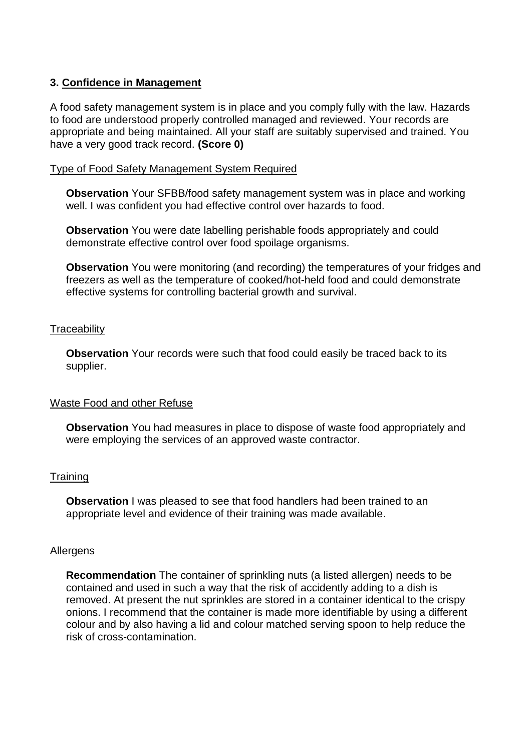### 3. Confidence in Management

A food safety management system is in place and you comply fully with the law. Hazards to food are understood properly controlled managed and reviewed. Your records are appropriate and being maintained. All your staff are suitably supervised and trained. You have a very good track record. **(Score 0)**

Type of Food Safety Management System Required

**Observation** Your SFBB/food safety management system was in place and working well. I was confident you had effective control over hazards to food.

**Observation** You were date labelling perishable foods appropriately and could demonstrate effective control over food spoilage organisms.

**Observation** You were monitoring (and recording) the temperatures of your fridges and freezers as well as the temperature of cooked/hot-held food and could demonstrate effective systems for controlling bacterial growth and survival.

Traceability

**Observation** Your records were such that food could easily be traced back to its supplier.

Waste Food and other Refuse

**Observation** You had measures in place to dispose of waste food appropriately and were employing the services of an approved waste contractor.

Training

**Observation** I was pleased to see that food handlers had been trained to an appropriate level and evidence of their training was made available.

Allergens

**Recommendation** The container of sprinkling nuts (a listed allergen) needs to be contained and used in such a way that the risk of accidently adding to a dish is removed. At present the nut sprinkles are stored in a container identical to the crispy onions. I recommend that the container is made more identifiable by using a different colour and by also having a lid and colour matched serving spoon to help reduce the risk of cross-contamination.